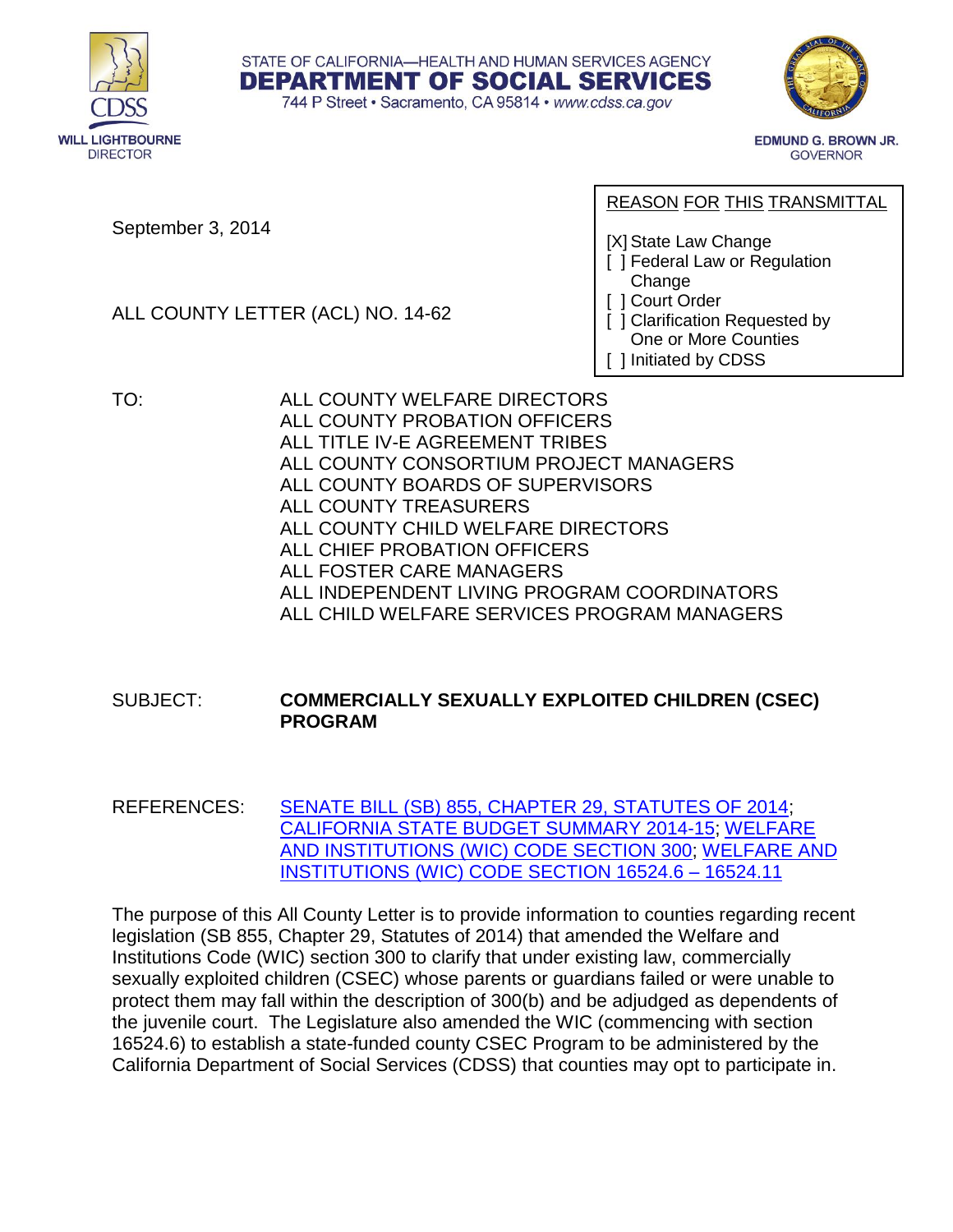STATE OF CALIFORNIA—HEALTH AND HUMAN SERVICES AGENCY
**DEPARTMENT OF SOCIAL SERVICES**
744 P Street • Sacramento, CA 95814 • www.cdss.ca.gov

CDSS
WILL LIGHTBOURNE
DIRECTOR

EDMUND G. BROWN JR.
GOVERNOR

September 3, 2014

ALL COUNTY LETTER (ACL) NO. 14-62

REASON FOR THIS TRANSMITTAL

[X] State Law Change
[ ] Federal Law or Regulation Change
[ ] Court Order
[ ] Clarification Requested by One or More Counties
[ ] Initiated by CDSS

TO: ALL COUNTY WELFARE DIRECTORS
ALL COUNTY PROBATION OFFICERS
ALL TITLE IV-E AGREEMENT TRIBES
ALL COUNTY CONSORTIUM PROJECT MANAGERS
ALL COUNTY BOARDS OF SUPERVISORS
ALL COUNTY TREASURERS
ALL COUNTY CHILD WELFARE DIRECTORS
ALL CHIEF PROBATION OFFICERS
ALL FOSTER CARE MANAGERS
ALL INDEPENDENT LIVING PROGRAM COORDINATORS
ALL CHILD WELFARE SERVICES PROGRAM MANAGERS

SUBJECT: **COMMERCIALLY SEXUALLY EXPLOITED CHILDREN (CSEC) PROGRAM**

REFERENCES: SENATE BILL (SB) 855, CHAPTER 29, STATUTES OF 2014; CALIFORNIA STATE BUDGET SUMMARY 2014-15; WELFARE AND INSTITUTIONS (WIC) CODE SECTION 300; WELFARE AND INSTITUTIONS (WIC) CODE SECTION 16524.6 – 16524.11

The purpose of this All County Letter is to provide information to counties regarding recent legislation (SB 855, Chapter 29, Statutes of 2014) that amended the Welfare and Institutions Code (WIC) section 300 to clarify that under existing law, commercially sexually exploited children (CSEC) whose parents or guardians failed or were unable to protect them may fall within the description of 300(b) and be adjudged as dependents of the juvenile court. The Legislature also amended the WIC (commencing with section 16524.6) to establish a state-funded county CSEC Program to be administered by the California Department of Social Services (CDSS) that counties may opt to participate in.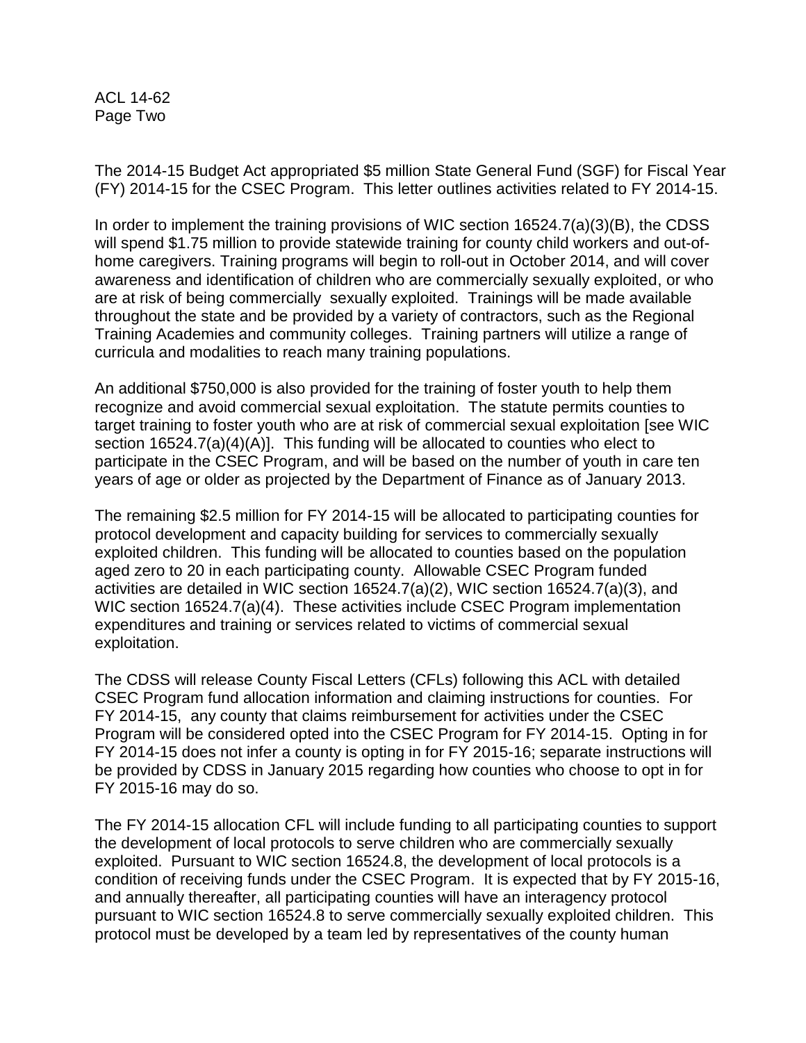The 2014-15 Budget Act appropriated $5 million State General Fund (SGF) for Fiscal Year (FY) 2014-15 for the CSEC Program. This letter outlines activities related to FY 2014-15.

In order to implement the training provisions of WIC section 16524.7(a)(3)(B), the CDSS will spend $1.75 million to provide statewide training for county child workers and out-of-home caregivers. Training programs will begin to roll-out in October 2014, and will cover awareness and identification of children who are commercially sexually exploited, or who are at risk of being commercially sexually exploited. Trainings will be made available throughout the state and be provided by a variety of contractors, such as the Regional Training Academies and community colleges. Training partners will utilize a range of curricula and modalities to reach many training populations.

An additional $750,000 is also provided for the training of foster youth to help them recognize and avoid commercial sexual exploitation. The statute permits counties to target training to foster youth who are at risk of commercial sexual exploitation [see WIC section 16524.7(a)(4)(A)]. This funding will be allocated to counties who elect to participate in the CSEC Program, and will be based on the number of youth in care ten years of age or older as projected by the Department of Finance as of January 2013.

The remaining $2.5 million for FY 2014-15 will be allocated to participating counties for protocol development and capacity building for services to commercially sexually exploited children. This funding will be allocated to counties based on the population aged zero to 20 in each participating county. Allowable CSEC Program funded activities are detailed in WIC section 16524.7(a)(2), WIC section 16524.7(a)(3), and WIC section 16524.7(a)(4). These activities include CSEC Program implementation expenditures and training or services related to victims of commercial sexual exploitation.

The CDSS will release County Fiscal Letters (CFLs) following this ACL with detailed CSEC Program fund allocation information and claiming instructions for counties. For FY 2014-15, any county that claims reimbursement for activities under the CSEC Program will be considered opted into the CSEC Program for FY 2014-15. Opting in for FY 2014-15 does not infer a county is opting in for FY 2015-16; separate instructions will be provided by CDSS in January 2015 regarding how counties who choose to opt in for FY 2015-16 may do so.

The FY 2014-15 allocation CFL will include funding to all participating counties to support the development of local protocols to serve children who are commercially sexually exploited. Pursuant to WIC section 16524.8, the development of local protocols is a condition of receiving funds under the CSEC Program. It is expected that by FY 2015-16, and annually thereafter, all participating counties will have an interagency protocol pursuant to WIC section 16524.8 to serve commercially sexually exploited children. This protocol must be developed by a team led by representatives of the county human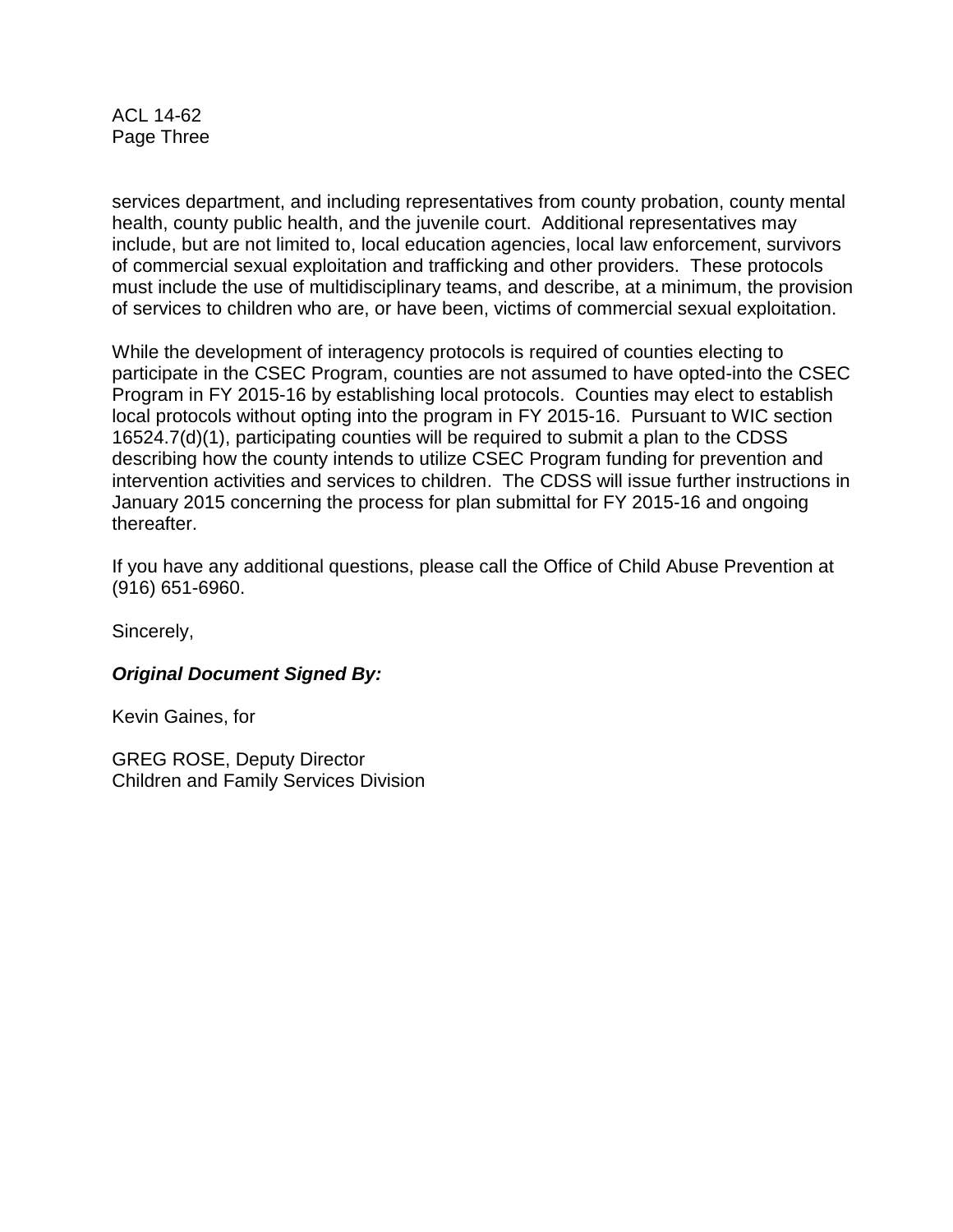services department, and including representatives from county probation, county mental health, county public health, and the juvenile court. Additional representatives may include, but are not limited to, local education agencies, local law enforcement, survivors of commercial sexual exploitation and trafficking and other providers. These protocols must include the use of multidisciplinary teams, and describe, at a minimum, the provision of services to children who are, or have been, victims of commercial sexual exploitation.

While the development of interagency protocols is required of counties electing to participate in the CSEC Program, counties are not assumed to have opted-into the CSEC Program in FY 2015-16 by establishing local protocols. Counties may elect to establish local protocols without opting into the program in FY 2015-16. Pursuant to WIC section 16524.7(d)(1), participating counties will be required to submit a plan to the CDSS describing how the county intends to utilize CSEC Program funding for prevention and intervention activities and services to children. The CDSS will issue further instructions in January 2015 concerning the process for plan submittal for FY 2015-16 and ongoing thereafter.

If you have any additional questions, please call the Office of Child Abuse Prevention at (916) 651-6960.

Sincerely,

***Original Document Signed By:***

Kevin Gaines, for

GREG ROSE, Deputy Director
Children and Family Services Division